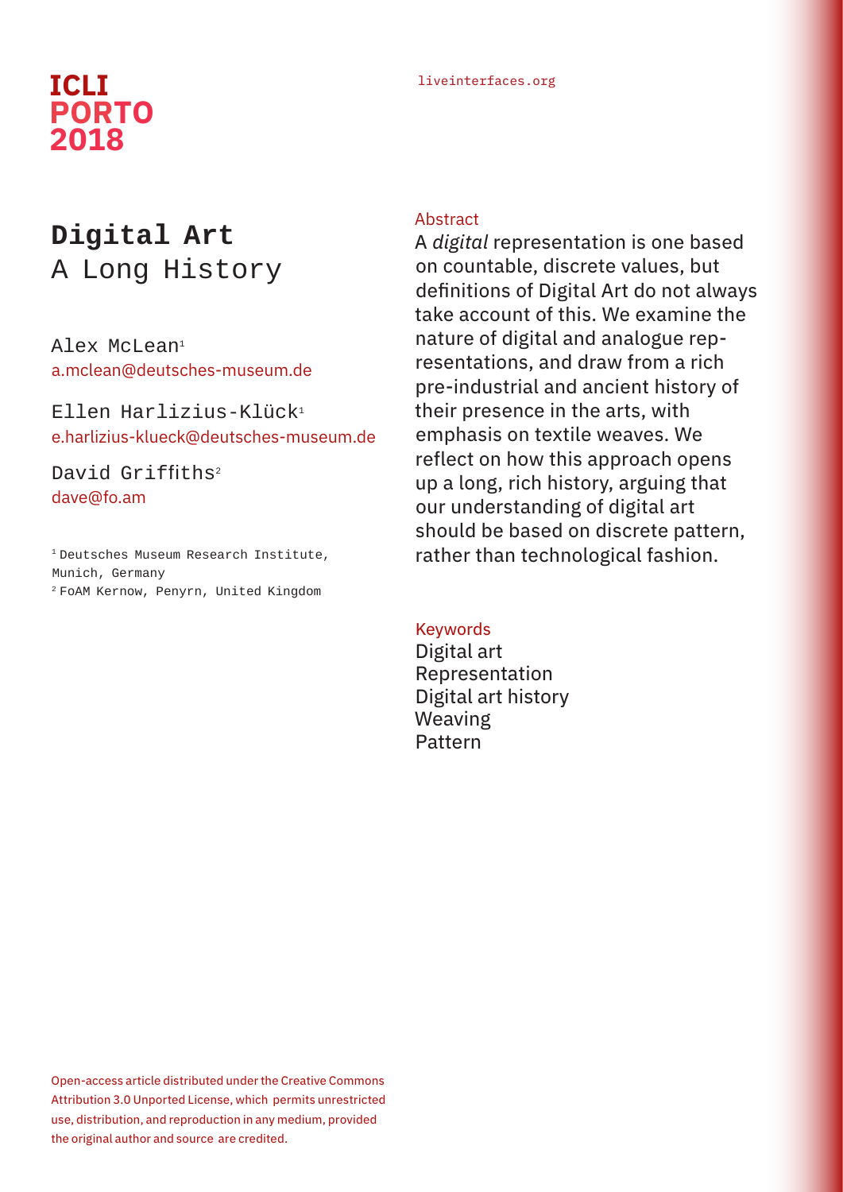ICLI PORTO 2018

liveinterfaces.org

# Digital Art
## A Long History

Alex McLean[1]
a.mclean@deutsches-museum.de

Ellen Harlizius-Klück[1]
e.harlizius-klueck@deutsches-museum.de

David Griffiths[2]
dave@fo.am

[1] Deutsches Museum Research Institute, Munich, Germany
[2] FoAM Kernow, Penyrn, United Kingdom

### Abstract

A *digital* representation is one based on countable, discrete values, but definitions of Digital Art do not always take account of this. We examine the nature of digital and analogue representations, and draw from a rich pre-industrial and ancient history of their presence in the arts, with emphasis on textile weaves. We reflect on how this approach opens up a long, rich history, arguing that our understanding of digital art should be based on discrete pattern, rather than technological fashion.

### Keywords

Digital art
Representation
Digital art history
Weaving
Pattern

Open-access article distributed under the Creative Commons Attribution 3.0 Unported License, which permits unrestricted use, distribution, and reproduction in any medium, provided the original author and source are credited.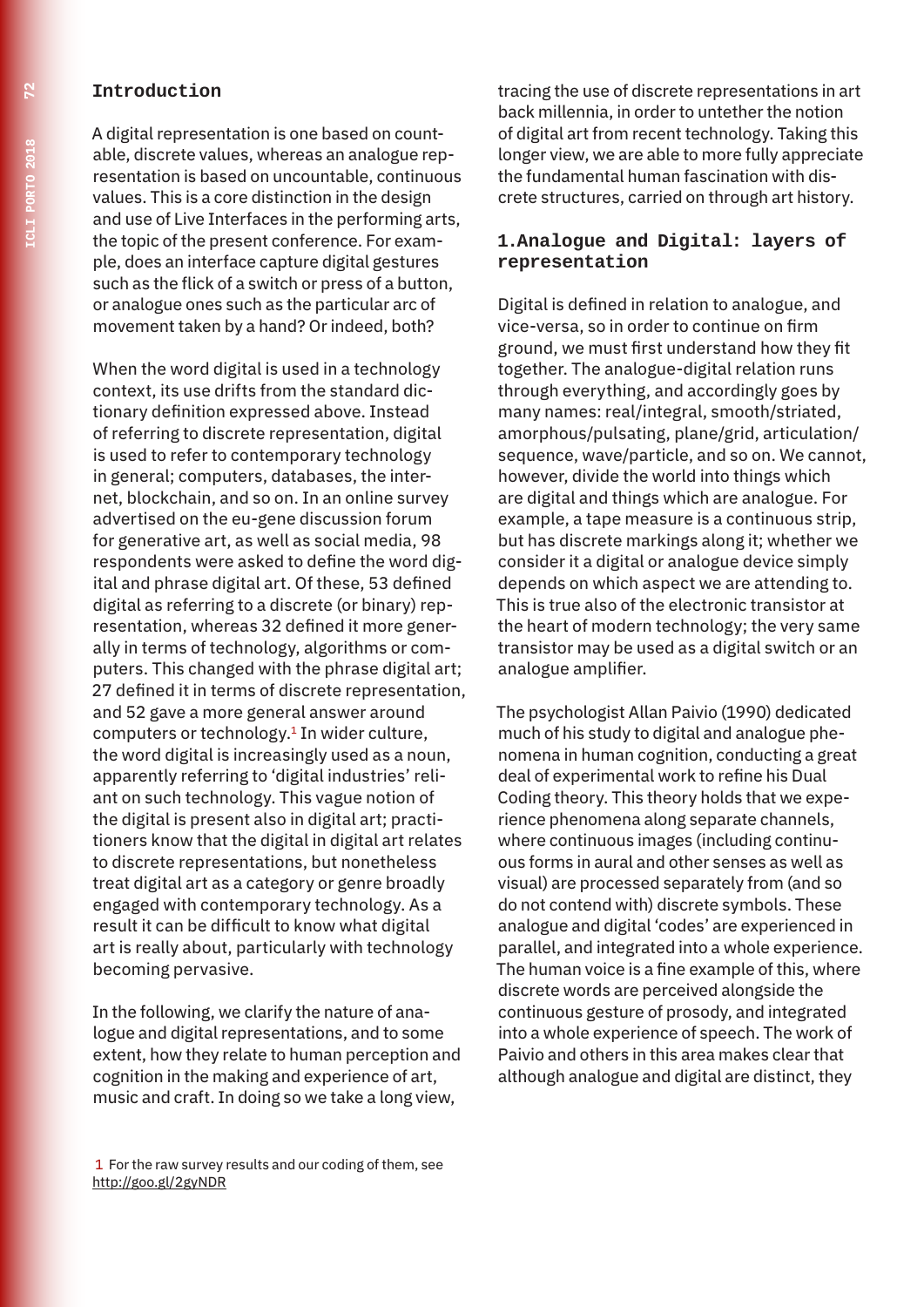## Introduction

A digital representation is one based on countable, discrete values, whereas an analogue representation is based on uncountable, continuous values. This is a core distinction in the design and use of Live Interfaces in the performing arts, the topic of the present conference. For example, does an interface capture digital gestures such as the flick of a switch or press of a button, or analogue ones such as the particular arc of movement taken by a hand? Or indeed, both?

When the word digital is used in a technology context, its use drifts from the standard dictionary definition expressed above. Instead of referring to discrete representation, digital is used to refer to contemporary technology in general; computers, databases, the internet, blockchain, and so on. In an online survey advertised on the eu-gene discussion forum for generative art, as well as social media, 98 respondents were asked to define the word digital and phrase digital art. Of these, 53 defined digital as referring to a discrete (or binary) representation, whereas 32 defined it more generally in terms of technology, algorithms or computers. This changed with the phrase digital art; 27 defined it in terms of discrete representation, and 52 gave a more general answer around computers or technology.[1] In wider culture, the word digital is increasingly used as a noun, apparently referring to 'digital industries' reliant on such technology. This vague notion of the digital is present also in digital art; practitioners know that the digital in digital art relates to discrete representations, but nonetheless treat digital art as a category or genre broadly engaged with contemporary technology. As a result it can be difficult to know what digital art is really about, particularly with technology becoming pervasive.

In the following, we clarify the nature of analogue and digital representations, and to some extent, how they relate to human perception and cognition in the making and experience of art, music and craft. In doing so we take a long view, tracing the use of discrete representations in art back millennia, in order to untether the notion of digital art from recent technology. Taking this longer view, we are able to more fully appreciate the fundamental human fascination with discrete structures, carried on through art history.

## 1. Analogue and Digital: layers of representation

Digital is defined in relation to analogue, and vice-versa, so in order to continue on firm ground, we must first understand how they fit together. The analogue-digital relation runs through everything, and accordingly goes by many names: real/integral, smooth/striated, amorphous/pulsating, plane/grid, articulation/sequence, wave/particle, and so on. We cannot, however, divide the world into things which are digital and things which are analogue. For example, a tape measure is a continuous strip, but has discrete markings along it; whether we consider it a digital or analogue device simply depends on which aspect we are attending to. This is true also of the electronic transistor at the heart of modern technology; the very same transistor may be used as a digital switch or an analogue amplifier.

The psychologist Allan Paivio (1990) dedicated much of his study to digital and analogue phenomena in human cognition, conducting a great deal of experimental work to refine his Dual Coding theory. This theory holds that we experience phenomena along separate channels, where continuous images (including continuous forms in aural and other senses as well as visual) are processed separately from (and so do not contend with) discrete symbols. These analogue and digital 'codes' are experienced in parallel, and integrated into a whole experience. The human voice is a fine example of this, where discrete words are perceived alongside the continuous gesture of prosody, and integrated into a whole experience of speech. The work of Paivio and others in this area makes clear that although analogue and digital are distinct, they

1 For the raw survey results and our coding of them, see http://goo.gl/2gyNDR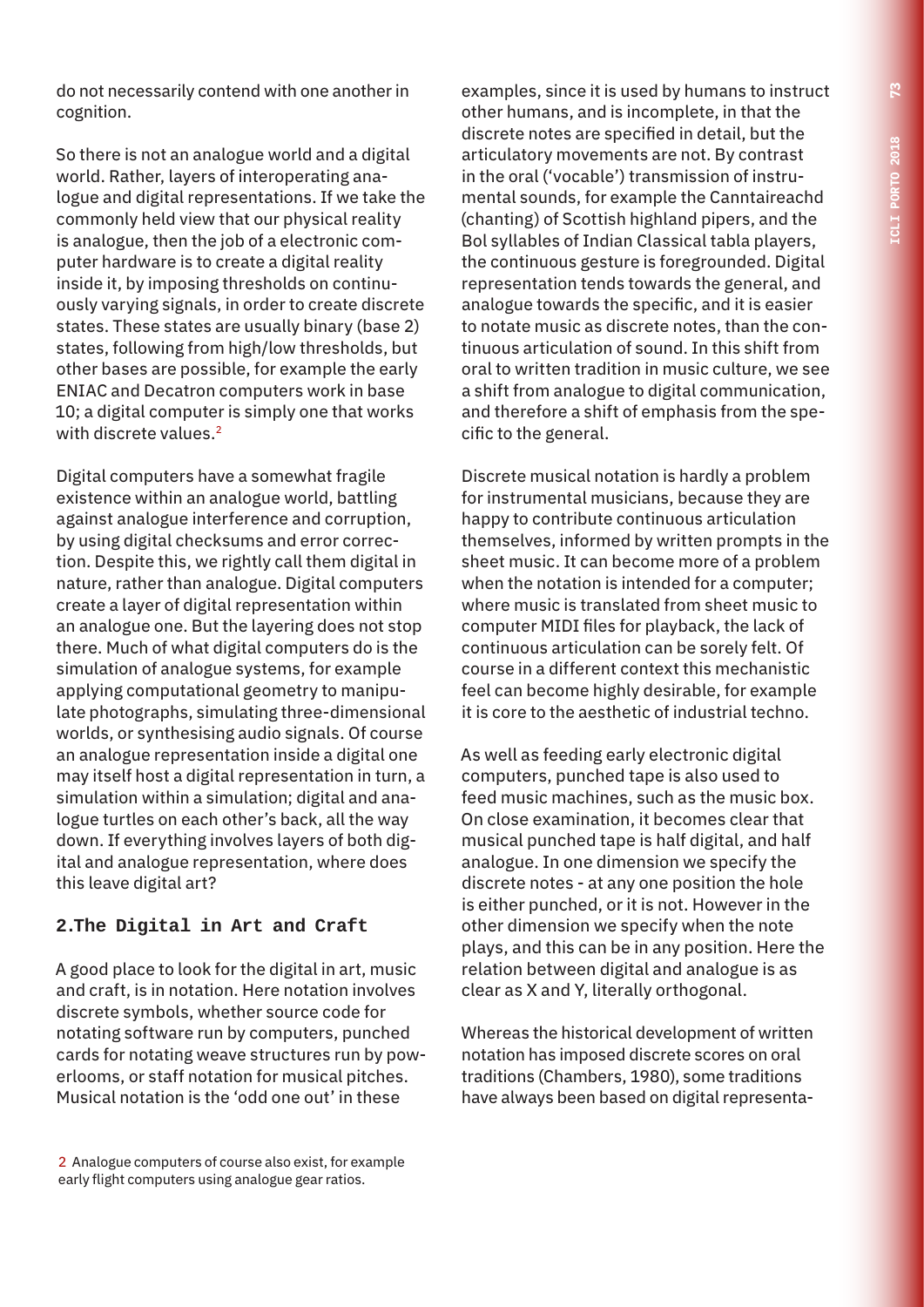do not necessarily contend with one another in cognition.

So there is not an analogue world and a digital world. Rather, layers of interoperating analogue and digital representations. If we take the commonly held view that our physical reality is analogue, then the job of a electronic computer hardware is to create a digital reality inside it, by imposing thresholds on continuously varying signals, in order to create discrete states. These states are usually binary (base 2) states, following from high/low thresholds, but other bases are possible, for example the early ENIAC and Decatron computers work in base 10; a digital computer is simply one that works with discrete values.[2]

Digital computers have a somewhat fragile existence within an analogue world, battling against analogue interference and corruption, by using digital checksums and error correction. Despite this, we rightly call them digital in nature, rather than analogue. Digital computers create a layer of digital representation within an analogue one. But the layering does not stop there. Much of what digital computers do is the simulation of analogue systems, for example applying computational geometry to manipulate photographs, simulating three-dimensional worlds, or synthesising audio signals. Of course an analogue representation inside a digital one may itself host a digital representation in turn, a simulation within a simulation; digital and analogue turtles on each other's back, all the way down. If everything involves layers of both digital and analogue representation, where does this leave digital art?

## 2.The Digital in Art and Craft

A good place to look for the digital in art, music and craft, is in notation. Here notation involves discrete symbols, whether source code for notating software run by computers, punched cards for notating weave structures run by powerlooms, or staff notation for musical pitches. Musical notation is the 'odd one out' in these examples, since it is used by humans to instruct other humans, and is incomplete, in that the discrete notes are specified in detail, but the articulatory movements are not. By contrast in the oral ('vocable') transmission of instrumental sounds, for example the Canntaireachd (chanting) of Scottish highland pipers, and the Bol syllables of Indian Classical tabla players, the continuous gesture is foregrounded. Digital representation tends towards the general, and analogue towards the specific, and it is easier to notate music as discrete notes, than the continuous articulation of sound. In this shift from oral to written tradition in music culture, we see a shift from analogue to digital communication, and therefore a shift of emphasis from the specific to the general.

Discrete musical notation is hardly a problem for instrumental musicians, because they are happy to contribute continuous articulation themselves, informed by written prompts in the sheet music. It can become more of a problem when the notation is intended for a computer; where music is translated from sheet music to computer MIDI files for playback, the lack of continuous articulation can be sorely felt. Of course in a different context this mechanistic feel can become highly desirable, for example it is core to the aesthetic of industrial techno.

As well as feeding early electronic digital computers, punched tape is also used to feed music machines, such as the music box. On close examination, it becomes clear that musical punched tape is half digital, and half analogue. In one dimension we specify the discrete notes - at any one position the hole is either punched, or it is not. However in the other dimension we specify when the note plays, and this can be in any position. Here the relation between digital and analogue is as clear as X and Y, literally orthogonal.

Whereas the historical development of written notation has imposed discrete scores on oral traditions (Chambers, 1980), some traditions have always been based on digital representa-

2 Analogue computers of course also exist, for example early flight computers using analogue gear ratios.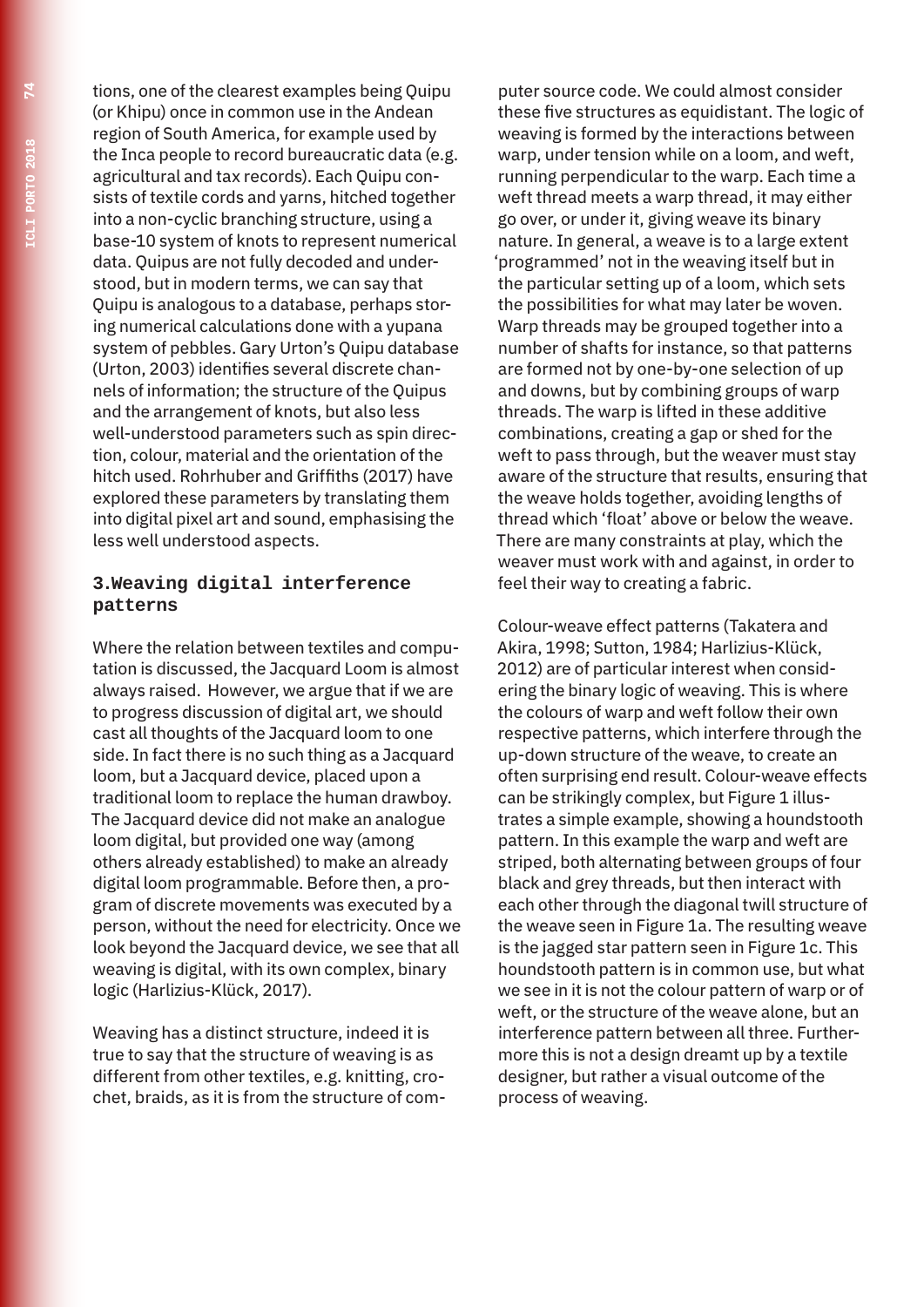tions, one of the clearest examples being Quipu (or Khipu) once in common use in the Andean region of South America, for example used by the Inca people to record bureaucratic data (e.g. agricultural and tax records). Each Quipu consists of textile cords and yarns, hitched together into a non-cyclic branching structure, using a base-10 system of knots to represent numerical data. Quipus are not fully decoded and understood, but in modern terms, we can say that Quipu is analogous to a database, perhaps storing numerical calculations done with a yupana system of pebbles. Gary Urton's Quipu database (Urton, 2003) identifies several discrete channels of information; the structure of the Quipus and the arrangement of knots, but also less well-understood parameters such as spin direction, colour, material and the orientation of the hitch used. Rohrhuber and Griffiths (2017) have explored these parameters by translating them into digital pixel art and sound, emphasising the less well understood aspects.

## 3.Weaving digital interference patterns

Where the relation between textiles and computation is discussed, the Jacquard Loom is almost always raised. However, we argue that if we are to progress discussion of digital art, we should cast all thoughts of the Jacquard loom to one side. In fact there is no such thing as a Jacquard loom, but a Jacquard device, placed upon a traditional loom to replace the human drawboy. The Jacquard device did not make an analogue loom digital, but provided one way (among others already established) to make an already digital loom programmable. Before then, a program of discrete movements was executed by a person, without the need for electricity. Once we look beyond the Jacquard device, we see that all weaving is digital, with its own complex, binary logic (Harlizius-Klück, 2017).

Weaving has a distinct structure, indeed it is true to say that the structure of weaving is as different from other textiles, e.g. knitting, crochet, braids, as it is from the structure of computer source code. We could almost consider these five structures as equidistant. The logic of weaving is formed by the interactions between warp, under tension while on a loom, and weft, running perpendicular to the warp. Each time a weft thread meets a warp thread, it may either go over, or under it, giving weave its binary nature. In general, a weave is to a large extent 'programmed' not in the weaving itself but in the particular setting up of a loom, which sets the possibilities for what may later be woven. Warp threads may be grouped together into a number of shafts for instance, so that patterns are formed not by one-by-one selection of up and downs, but by combining groups of warp threads. The warp is lifted in these additive combinations, creating a gap or shed for the weft to pass through, but the weaver must stay aware of the structure that results, ensuring that the weave holds together, avoiding lengths of thread which 'float' above or below the weave. There are many constraints at play, which the weaver must work with and against, in order to feel their way to creating a fabric.

Colour-weave effect patterns (Takatera and Akira, 1998; Sutton, 1984; Harlizius-Klück, 2012) are of particular interest when considering the binary logic of weaving. This is where the colours of warp and weft follow their own respective patterns, which interfere through the up-down structure of the weave, to create an often surprising end result. Colour-weave effects can be strikingly complex, but Figure 1 illustrates a simple example, showing a houndstooth pattern. In this example the warp and weft are striped, both alternating between groups of four black and grey threads, but then interact with each other through the diagonal twill structure of the weave seen in Figure 1a. The resulting weave is the jagged star pattern seen in Figure 1c. This houndstooth pattern is in common use, but what we see in it is not the colour pattern of warp or of weft, or the structure of the weave alone, but an interference pattern between all three. Furthermore this is not a design dreamt up by a textile designer, but rather a visual outcome of the process of weaving.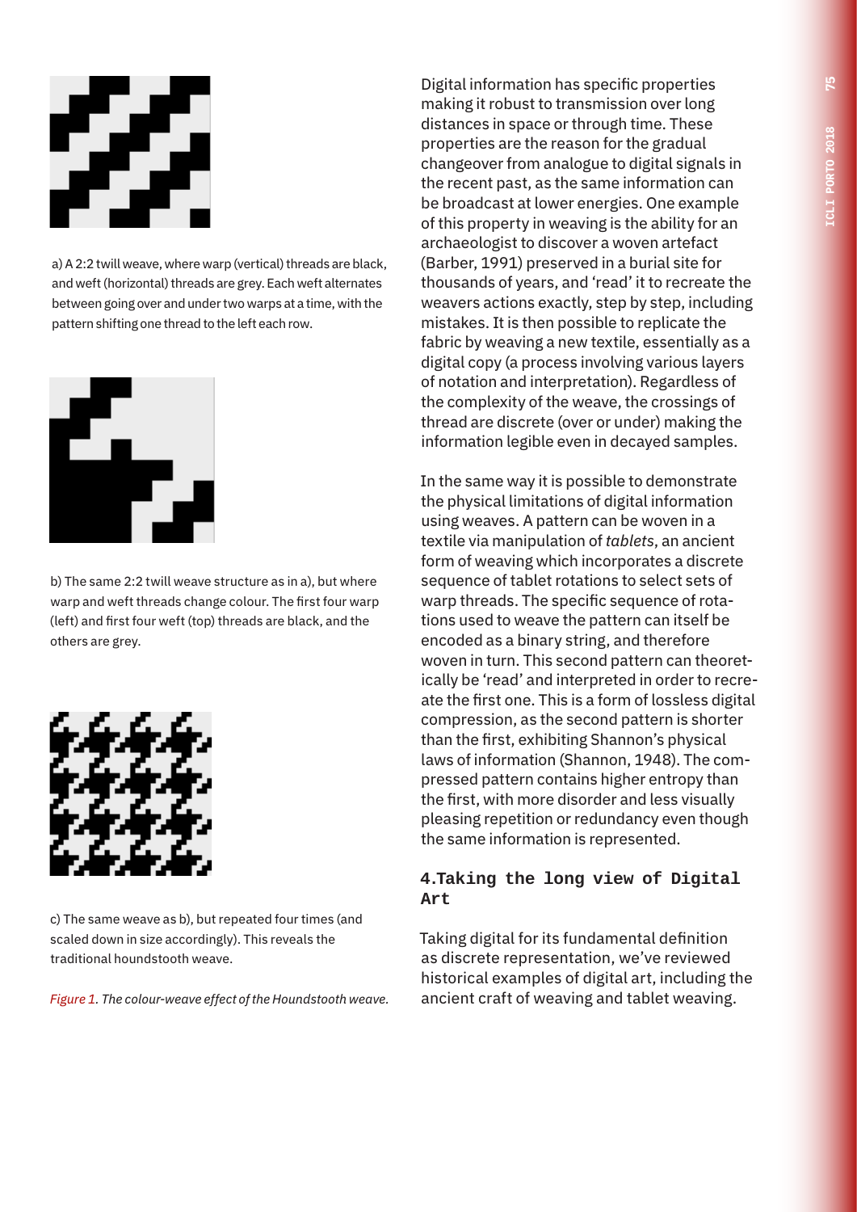a) A 2:2 twill weave, where warp (vertical) threads are black, and weft (horizontal) threads are grey. Each weft alternates between going over and under two warps at a time, with the pattern shifting one thread to the left each row.

b) The same 2:2 twill weave structure as in a), but where warp and weft threads change colour. The first four warp (left) and first four weft (top) threads are black, and the others are grey.

c) The same weave as b), but repeated four times (and scaled down in size accordingly). This reveals the traditional houndstooth weave.

*Figure 1. The colour-weave effect of the Houndstooth weave.*

Digital information has specific properties making it robust to transmission over long distances in space or through time. These properties are the reason for the gradual changeover from analogue to digital signals in the recent past, as the same information can be broadcast at lower energies. One example of this property in weaving is the ability for an archaeologist to discover a woven artefact (Barber, 1991) preserved in a burial site for thousands of years, and 'read' it to recreate the weavers actions exactly, step by step, including mistakes. It is then possible to replicate the fabric by weaving a new textile, essentially as a digital copy (a process involving various layers of notation and interpretation). Regardless of the complexity of the weave, the crossings of thread are discrete (over or under) making the information legible even in decayed samples.

In the same way it is possible to demonstrate the physical limitations of digital information using weaves. A pattern can be woven in a textile via manipulation of *tablets*, an ancient form of weaving which incorporates a discrete sequence of tablet rotations to select sets of warp threads. The specific sequence of rotations used to weave the pattern can itself be encoded as a binary string, and therefore woven in turn. This second pattern can theoretically be 'read' and interpreted in order to recreate the first one. This is a form of lossless digital compression, as the second pattern is shorter than the first, exhibiting Shannon's physical laws of information (Shannon, 1948). The compressed pattern contains higher entropy than the first, with more disorder and less visually pleasing repetition or redundancy even though the same information is represented.

## 4.Taking the long view of Digital Art

Taking digital for its fundamental definition as discrete representation, we've reviewed historical examples of digital art, including the ancient craft of weaving and tablet weaving.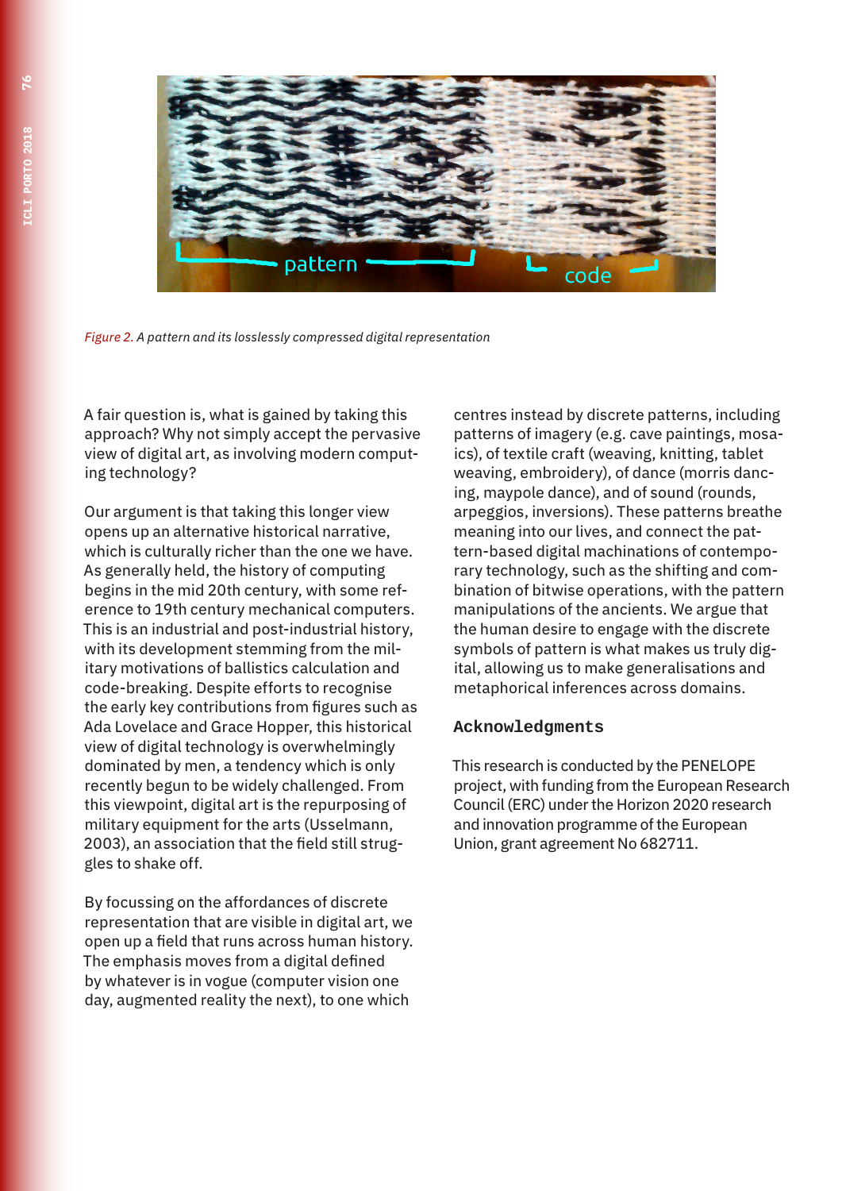*Figure 2. A pattern and its losslessly compressed digital representation*

A fair question is, what is gained by taking this approach? Why not simply accept the pervasive view of digital art, as involving modern computing technology?

Our argument is that taking this longer view opens up an alternative historical narrative, which is culturally richer than the one we have. As generally held, the history of computing begins in the mid 20th century, with some reference to 19th century mechanical computers. This is an industrial and post-industrial history, with its development stemming from the military motivations of ballistics calculation and code-breaking. Despite efforts to recognise the early key contributions from figures such as Ada Lovelace and Grace Hopper, this historical view of digital technology is overwhelmingly dominated by men, a tendency which is only recently begun to be widely challenged. From this viewpoint, digital art is the repurposing of military equipment for the arts (Usselmann, 2003), an association that the field still struggles to shake off.

By focussing on the affordances of discrete representation that are visible in digital art, we open up a field that runs across human history. The emphasis moves from a digital defined by whatever is in vogue (computer vision one day, augmented reality the next), to one which centres instead by discrete patterns, including patterns of imagery (e.g. cave paintings, mosaics), of textile craft (weaving, knitting, tablet weaving, embroidery), of dance (morris dancing, maypole dance), and of sound (rounds, arpeggios, inversions). These patterns breathe meaning into our lives, and connect the pattern-based digital machinations of contemporary technology, such as the shifting and combination of bitwise operations, with the pattern manipulations of the ancients. We argue that the human desire to engage with the discrete symbols of pattern is what makes us truly digital, allowing us to make generalisations and metaphorical inferences across domains.

## Acknowledgments

This research is conducted by the PENELOPE project, with funding from the European Research Council (ERC) under the Horizon 2020 research and innovation programme of the European Union, grant agreement No 682711.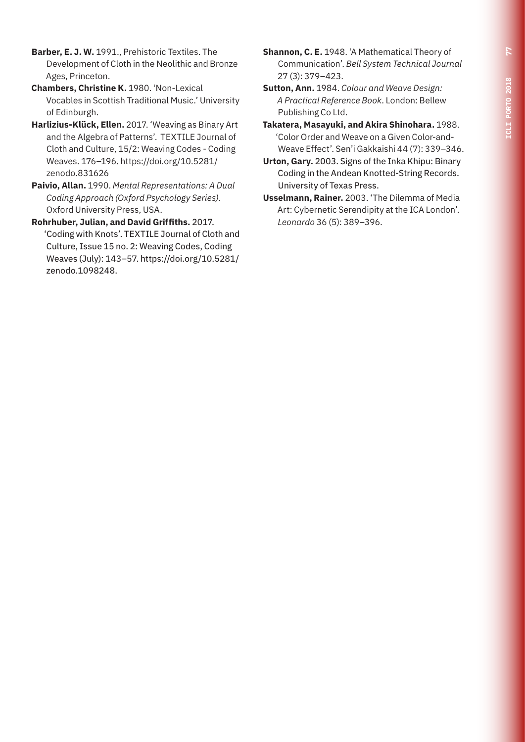**Barber, E. J. W.** 1991., Prehistoric Textiles. The Development of Cloth in the Neolithic and Bronze Ages, Princeton.

**Chambers, Christine K.** 1980. 'Non-Lexical Vocables in Scottish Traditional Music.' University of Edinburgh.

**Harlizius-Klück, Ellen.** 2017. 'Weaving as Binary Art and the Algebra of Patterns'. TEXTILE Journal of Cloth and Culture, 15/2: Weaving Codes - Coding Weaves. 176–196. https://doi.org/10.5281/zenodo.831626

**Paivio, Allan.** 1990. *Mental Representations: A Dual Coding Approach (Oxford Psychology Series)*. Oxford University Press, USA.

**Rohrhuber, Julian, and David Griffiths.** 2017. 'Coding with Knots'. TEXTILE Journal of Cloth and Culture, Issue 15 no. 2: Weaving Codes, Coding Weaves (July): 143–57. https://doi.org/10.5281/zenodo.1098248.

**Shannon, C. E.** 1948. 'A Mathematical Theory of Communication'. *Bell System Technical Journal* 27 (3): 379–423.

**Sutton, Ann.** 1984. *Colour and Weave Design: A Practical Reference Book*. London: Bellew Publishing Co Ltd.

**Takatera, Masayuki, and Akira Shinohara.** 1988. 'Color Order and Weave on a Given Color-and-Weave Effect'. Sen'i Gakkaishi 44 (7): 339–346.

**Urton, Gary.** 2003. Signs of the Inka Khipu: Binary Coding in the Andean Knotted-String Records. University of Texas Press.

**Usselmann, Rainer.** 2003. 'The Dilemma of Media Art: Cybernetic Serendipity at the ICA London'. *Leonardo* 36 (5): 389–396.